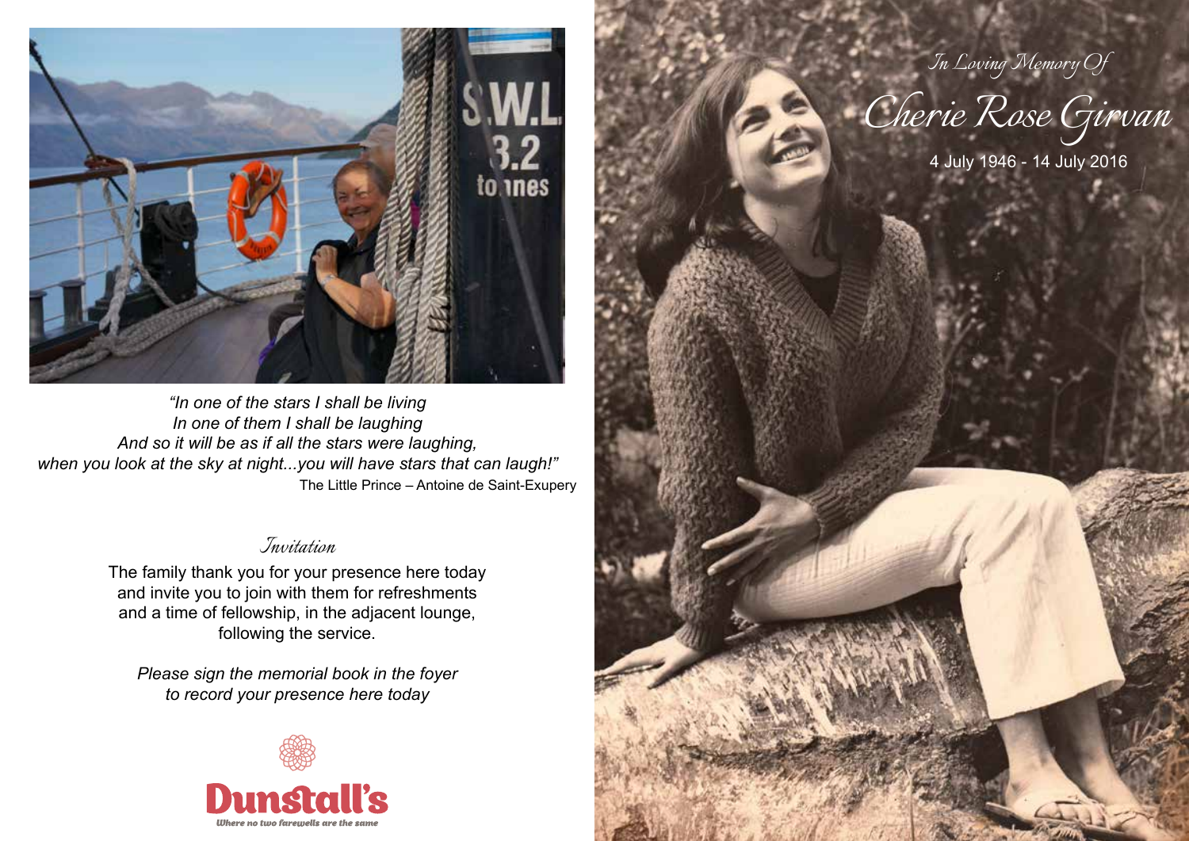# In Loving Memory Of

# Cherie Rose Girvan

4 July 1946 - 14 July 2016

*"In one of the stars I shall be living
In one of them I shall be laughing
And so it will be as if all the stars were laughing,
when you look at the sky at night...you will have stars that can laugh!"*

The Little Prince – Antoine de Saint-Exupery

## Invitation

The family thank you for your presence here today and invite you to join with them for refreshments and a time of fellowship, in the adjacent lounge, following the service.

*Please sign the memorial book in the foyer to record your presence here today*

**Dunstall's**

*Where no two farewells are the same*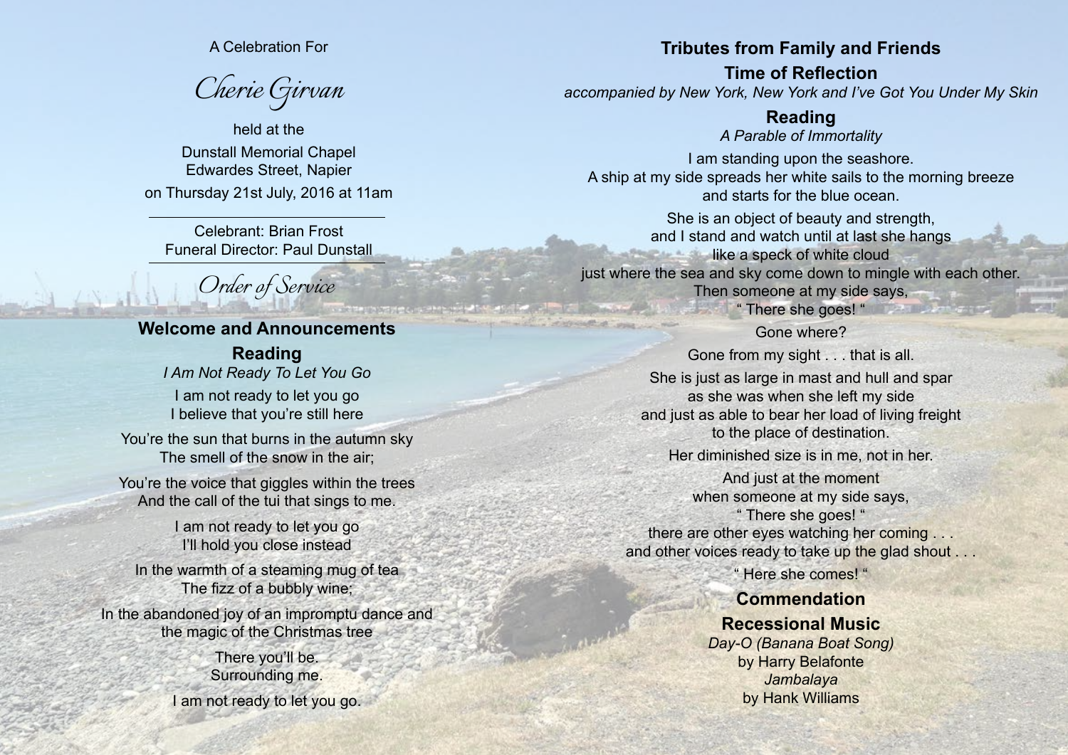A Celebration For

# *Cherie Girvan*

held at the

Dunstall Memorial Chapel
Edwardes Street, Napier

on Thursday 21st July, 2016 at 11am

---

Celebrant: Brian Frost
Funeral Director: Paul Dunstall

---

## *Order of Service*

### Welcome and Announcements

### Reading

*I Am Not Ready To Let You Go*

I am not ready to let you go
I believe that you're still here

You're the sun that burns in the autumn sky
The smell of the snow in the air;

You're the voice that giggles within the trees
And the call of the tui that sings to me.

I am not ready to let you go
I'll hold you close instead

In the warmth of a steaming mug of tea
The fizz of a bubbly wine;

In the abandoned joy of an impromptu dance and
the magic of the Christmas tree

There you'll be.
Surrounding me.

I am not ready to let you go.

### Tributes from Family and Friends

### Time of Reflection

*accompanied by New York, New York and I've Got You Under My Skin*

### Reading

*A Parable of Immortality*

I am standing upon the seashore.
A ship at my side spreads her white sails to the morning breeze
and starts for the blue ocean.

She is an object of beauty and strength,
and I stand and watch until at last she hangs
like a speck of white cloud
just where the sea and sky come down to mingle with each other.
Then someone at my side says,
" There she goes! "

Gone where?

Gone from my sight . . . that is all.

She is just as large in mast and hull and spar
as she was when she left my side
and just as able to bear her load of living freight
to the place of destination.

Her diminished size is in me, not in her.

And just at the moment
when someone at my side says,
" There she goes! "
there are other eyes watching her coming . . .
and other voices ready to take up the glad shout . . .

" Here she comes! "

### Commendation

### Recessional Music

*Day-O (Banana Boat Song)*
by Harry Belafonte
*Jambalaya*
by Hank Williams